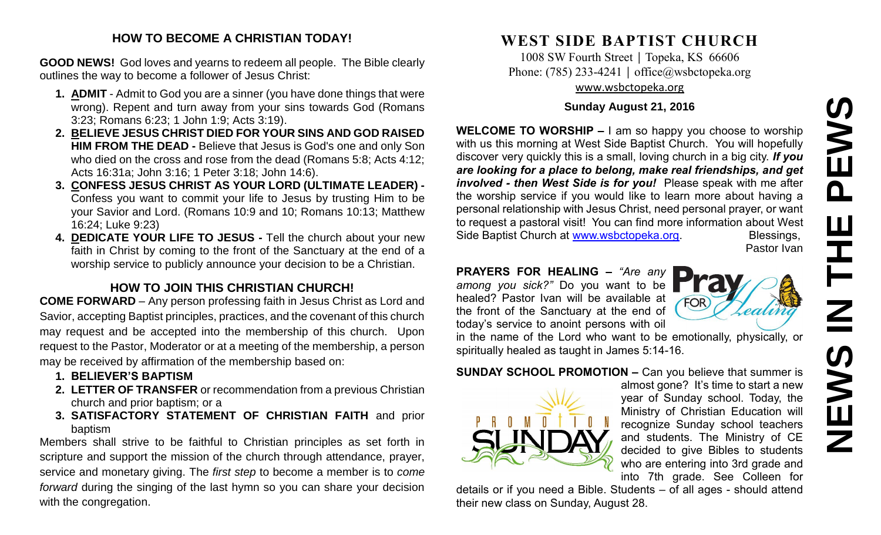## HOW TO BECOME A CHRISTIAN TODAY!

**GOOD NEWS!** God loves and yearns to redeem all people. The Bible clearly outlines the way to become a follower of Jesus Christ:

1. **ADMIT** - Admit to God you are a sinner (you have done things that were wrong). Repent and turn away from your sins towards God (Romans 3:23; Romans 6:23; 1 John 1:9; Acts 3:19).
2. **BELIEVE JESUS CHRIST DIED FOR YOUR SINS AND GOD RAISED HIM FROM THE DEAD -** Believe that Jesus is God's one and only Son who died on the cross and rose from the dead (Romans 5:8; Acts 4:12; Acts 16:31a; John 3:16; 1 Peter 3:18; John 14:6).
3. **CONFESS JESUS CHRIST AS YOUR LORD (ULTIMATE LEADER) -** Confess you want to commit your life to Jesus by trusting Him to be your Savior and Lord. (Romans 10:9 and 10; Romans 10:13; Matthew 16:24; Luke 9:23)
4. **DEDICATE YOUR LIFE TO JESUS -** Tell the church about your new faith in Christ by coming to the front of the Sanctuary at the end of a worship service to publicly announce your decision to be a Christian.

## HOW TO JOIN THIS CHRISTIAN CHURCH!

**COME FORWARD** – Any person professing faith in Jesus Christ as Lord and Savior, accepting Baptist principles, practices, and the covenant of this church may request and be accepted into the membership of this church. Upon request to the Pastor, Moderator or at a meeting of the membership, a person may be received by affirmation of the membership based on:

1. **BELIEVER'S BAPTISM**
2. **LETTER OF TRANSFER** or recommendation from a previous Christian church and prior baptism; or a
3. **SATISFACTORY STATEMENT OF CHRISTIAN FAITH** and prior baptism

Members shall strive to be faithful to Christian principles as set forth in scripture and support the mission of the church through attendance, prayer, service and monetary giving. The *first step* to become a member is to *come forward* during the singing of the last hymn so you can share your decision with the congregation.

# WEST SIDE BAPTIST CHURCH

1008 SW Fourth Street | Topeka, KS 66606
Phone: (785) 233-4241 | office@wsbctopeka.org
www.wsbctopeka.org

**Sunday August 21, 2016**

**WELCOME TO WORSHIP –** I am so happy you choose to worship with us this morning at West Side Baptist Church. You will hopefully discover very quickly this is a small, loving church in a big city. ***If you are looking for a place to belong, make real friendships, and get involved - then West Side is for you!*** Please speak with me after the worship service if you would like to learn more about having a personal relationship with Jesus Christ, need personal prayer, or want to request a pastoral visit! You can find more information about West Side Baptist Church at www.wsbctopeka.org. Blessings,
Pastor Ivan

**PRAYERS FOR HEALING –** *"Are any among you sick?"* Do you want to be healed? Pastor Ivan will be available at the front of the Sanctuary at the end of today's service to anoint persons with oil in the name of the Lord who want to be emotionally, physically, or spiritually healed as taught in James 5:14-16.

**SUNDAY SCHOOL PROMOTION –** Can you believe that summer is almost gone? It's time to start a new year of Sunday school. Today, the Ministry of Christian Education will recognize Sunday school teachers and students. The Ministry of CE decided to give Bibles to students who are entering into 3rd grade and into 7th grade. See Colleen for details or if you need a Bible. Students – of all ages - should attend their new class on Sunday, August 28.

# NEWS IN THE PEWS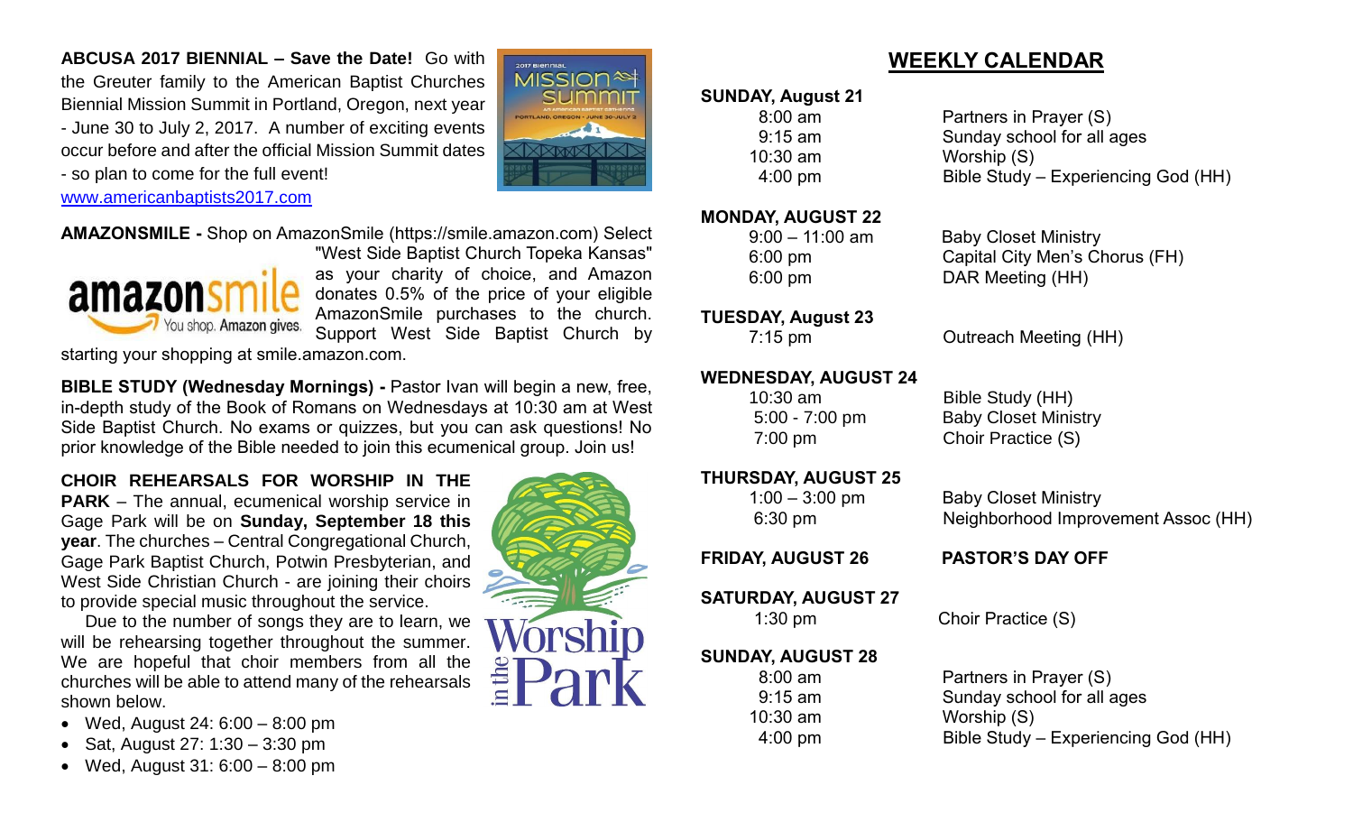**ABCUSA 2017 BIENNIAL – Save the Date!** Go with the Greuter family to the American Baptist Churches Biennial Mission Summit in Portland, Oregon, next year - June 30 to July 2, 2017. A number of exciting events occur before and after the official Mission Summit dates - so plan to come for the full event!
www.americanbaptists2017.com

**AMAZONSMILE -** Shop on AmazonSmile (https://smile.amazon.com) Select "West Side Baptist Church Topeka Kansas" as your charity of choice, and Amazon donates 0.5% of the price of your eligible AmazonSmile purchases to the church. Support West Side Baptist Church by starting your shopping at smile.amazon.com.

**BIBLE STUDY (Wednesday Mornings) -** Pastor Ivan will begin a new, free, in-depth study of the Book of Romans on Wednesdays at 10:30 am at West Side Baptist Church. No exams or quizzes, but you can ask questions! No prior knowledge of the Bible needed to join this ecumenical group. Join us!

**CHOIR REHEARSALS FOR WORSHIP IN THE PARK** – The annual, ecumenical worship service in Gage Park will be on **Sunday, September 18 this year**. The churches – Central Congregational Church, Gage Park Baptist Church, Potwin Presbyterian, and West Side Christian Church - are joining their choirs to provide special music throughout the service.

Due to the number of songs they are to learn, we will be rehearsing together throughout the summer. We are hopeful that choir members from all the churches will be able to attend many of the rehearsals shown below.

- Wed, August 24: 6:00 – 8:00 pm
- Sat, August 27: 1:30 – 3:30 pm
- Wed, August 31: 6:00 – 8:00 pm

## WEEKLY CALENDAR

**SUNDAY, August 21**

| | |
|---|---|
| 8:00 am | Partners in Prayer (S) |
| 9:15 am | Sunday school for all ages |
| 10:30 am | Worship (S) |
| 4:00 pm | Bible Study – Experiencing God (HH) |

**MONDAY, AUGUST 22**

| | |
|---|---|
| 9:00 – 11:00 am | Baby Closet Ministry |
| 6:00 pm | Capital City Men's Chorus (FH) |
| 6:00 pm | DAR Meeting (HH) |

**TUESDAY, August 23**

| | |
|---|---|
| 7:15 pm | Outreach Meeting (HH) |

**WEDNESDAY, AUGUST 24**

| | |
|---|---|
| 10:30 am | Bible Study (HH) |
| 5:00 - 7:00 pm | Baby Closet Ministry |
| 7:00 pm | Choir Practice (S) |

**THURSDAY, AUGUST 25**

| | |
|---|---|
| 1:00 – 3:00 pm | Baby Closet Ministry |
| 6:30 pm | Neighborhood Improvement Assoc (HH) |

**FRIDAY, AUGUST 26** **PASTOR'S DAY OFF**

**SATURDAY, AUGUST 27**

| | |
|---|---|
| 1:30 pm | Choir Practice (S) |

**SUNDAY, AUGUST 28**

| | |
|---|---|
| 8:00 am | Partners in Prayer (S) |
| 9:15 am | Sunday school for all ages |
| 10:30 am | Worship (S) |
| 4:00 pm | Bible Study – Experiencing God (HH) |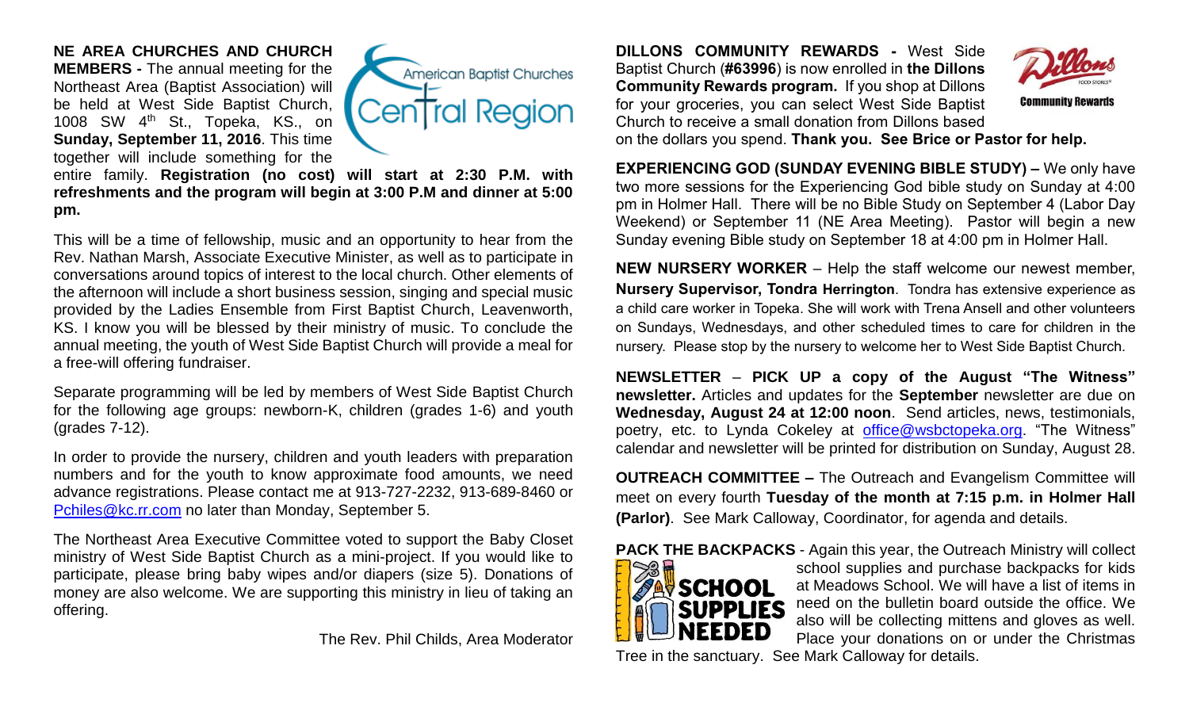**NE AREA CHURCHES AND CHURCH MEMBERS -** The annual meeting for the Northeast Area (Baptist Association) will be held at West Side Baptist Church, 1008 SW 4th St., Topeka, KS., on **Sunday, September 11, 2016**. This time together will include something for the entire family. **Registration (no cost) will start at 2:30 P.M. with refreshments and the program will begin at 3:00 P.M and dinner at 5:00 pm.**

This will be a time of fellowship, music and an opportunity to hear from the Rev. Nathan Marsh, Associate Executive Minister, as well as to participate in conversations around topics of interest to the local church. Other elements of the afternoon will include a short business session, singing and special music provided by the Ladies Ensemble from First Baptist Church, Leavenworth, KS. I know you will be blessed by their ministry of music. To conclude the annual meeting, the youth of West Side Baptist Church will provide a meal for a free-will offering fundraiser.

Separate programming will be led by members of West Side Baptist Church for the following age groups: newborn-K, children (grades 1-6) and youth (grades 7-12).

In order to provide the nursery, children and youth leaders with preparation numbers and for the youth to know approximate food amounts, we need advance registrations. Please contact me at 913-727-2232, 913-689-8460 or Pchiles@kc.rr.com no later than Monday, September 5.

The Northeast Area Executive Committee voted to support the Baby Closet ministry of West Side Baptist Church as a mini-project. If you would like to participate, please bring baby wipes and/or diapers (size 5). Donations of money are also welcome. We are supporting this ministry in lieu of taking an offering.

The Rev. Phil Childs, Area Moderator

**DILLONS COMMUNITY REWARDS -** West Side Baptist Church (**#63996**) is now enrolled in **the Dillons Community Rewards program.** If you shop at Dillons for your groceries, you can select West Side Baptist Church to receive a small donation from Dillons based on the dollars you spend. **Thank you. See Brice or Pastor for help.**

**EXPERIENCING GOD (SUNDAY EVENING BIBLE STUDY) –** We only have two more sessions for the Experiencing God bible study on Sunday at 4:00 pm in Holmer Hall. There will be no Bible Study on September 4 (Labor Day Weekend) or September 11 (NE Area Meeting). Pastor will begin a new Sunday evening Bible study on September 18 at 4:00 pm in Holmer Hall.

**NEW NURSERY WORKER** – Help the staff welcome our newest member, **Nursery Supervisor, Tondra Herrington**. Tondra has extensive experience as a child care worker in Topeka. She will work with Trena Ansell and other volunteers on Sundays, Wednesdays, and other scheduled times to care for children in the nursery. Please stop by the nursery to welcome her to West Side Baptist Church.

**NEWSLETTER** – **PICK UP a copy of the August "The Witness" newsletter.** Articles and updates for the **September** newsletter are due on **Wednesday, August 24 at 12:00 noon**. Send articles, news, testimonials, poetry, etc. to Lynda Cokeley at office@wsbctopeka.org. "The Witness" calendar and newsletter will be printed for distribution on Sunday, August 28.

**OUTREACH COMMITTEE –** The Outreach and Evangelism Committee will meet on every fourth **Tuesday of the month at 7:15 p.m. in Holmer Hall (Parlor)**. See Mark Calloway, Coordinator, for agenda and details.

**PACK THE BACKPACKS** - Again this year, the Outreach Ministry will collect school supplies and purchase backpacks for kids at Meadows School. We will have a list of items in need on the bulletin board outside the office. We also will be collecting mittens and gloves as well. Place your donations on or under the Christmas Tree in the sanctuary. See Mark Calloway for details.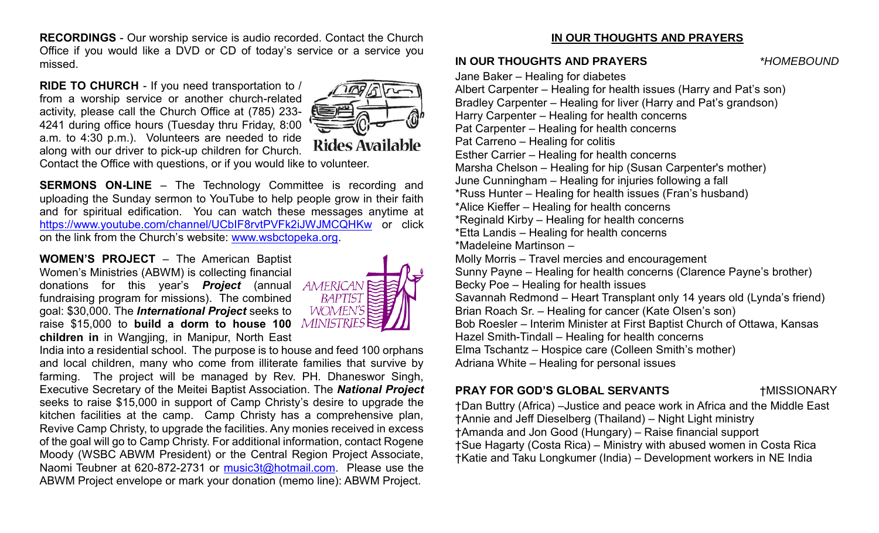**RECORDINGS** - Our worship service is audio recorded. Contact the Church Office if you would like a DVD or CD of today's service or a service you missed.

**RIDE TO CHURCH** - If you need transportation to / from a worship service or another church-related activity, please call the Church Office at (785) 233-4241 during office hours (Tuesday thru Friday, 8:00 a.m. to 4:30 p.m.). Volunteers are needed to ride along with our driver to pick-up children for Church. Contact the Office with questions, or if you would like to volunteer.

**SERMONS ON-LINE** – The Technology Committee is recording and uploading the Sunday sermon to YouTube to help people grow in their faith and for spiritual edification. You can watch these messages anytime at https://www.youtube.com/channel/UCbIF8rvtPVFk2iJWJMCQHKw or click on the link from the Church's website: www.wsbctopeka.org.

**WOMEN'S PROJECT** – The American Baptist Women's Ministries (ABWM) is collecting financial donations for this year's ***Project*** (annual fundraising program for missions). The combined goal: $30,000. The ***International Project*** seeks to raise $15,000 to **build a dorm to house 100 children in** in Wangjing, in Manipur, North East India into a residential school. The purpose is to house and feed 100 orphans and local children, many who come from illiterate families that survive by farming. The project will be managed by Rev. PH. Dhaneswor Singh, Executive Secretary of the Meitei Baptist Association. The ***National Project*** seeks to raise $15,000 in support of Camp Christy's desire to upgrade the kitchen facilities at the camp. Camp Christy has a comprehensive plan, Revive Camp Christy, to upgrade the facilities. Any monies received in excess of the goal will go to Camp Christy. For additional information, contact Rogene Moody (WSBC ABWM President) or the Central Region Project Associate, Naomi Teubner at 620-872-2731 or music3t@hotmail.com. Please use the ABWM Project envelope or mark your donation (memo line): ABWM Project.

## IN OUR THOUGHTS AND PRAYERS

**IN OUR THOUGHTS AND PRAYERS** *\*HOMEBOUND*

Jane Baker – Healing for diabetes
Albert Carpenter – Healing for health issues (Harry and Pat's son)
Bradley Carpenter – Healing for liver (Harry and Pat's grandson)
Harry Carpenter – Healing for health concerns
Pat Carpenter – Healing for health concerns
Pat Carreno – Healing for colitis
Esther Carrier – Healing for health concerns
Marsha Chelson – Healing for hip (Susan Carpenter's mother)
June Cunningham – Healing for injuries following a fall
*Russ Hunter – Healing for health issues (Fran's husband)
*Alice Kieffer – Healing for health concerns
*Reginald Kirby – Healing for health concerns
*Etta Landis – Healing for health concerns
*Madeleine Martinson –
Molly Morris – Travel mercies and encouragement
Sunny Payne – Healing for health concerns (Clarence Payne's brother)
Becky Poe – Healing for health issues
Savannah Redmond – Heart Transplant only 14 years old (Lynda's friend)
Brian Roach Sr. – Healing for cancer (Kate Olsen's son)
Bob Roesler – Interim Minister at First Baptist Church of Ottawa, Kansas
Hazel Smith-Tindall – Healing for health concerns
Elma Tschantz – Hospice care (Colleen Smith's mother)
Adriana White – Healing for personal issues

**PRAY FOR GOD'S GLOBAL SERVANTS** †MISSIONARY

†Dan Buttry (Africa) –Justice and peace work in Africa and the Middle East
†Annie and Jeff Dieselberg (Thailand) – Night Light ministry
†Amanda and Jon Good (Hungary) – Raise financial support
†Sue Hagarty (Costa Rica) – Ministry with abused women in Costa Rica
†Katie and Taku Longkumer (India) – Development workers in NE India